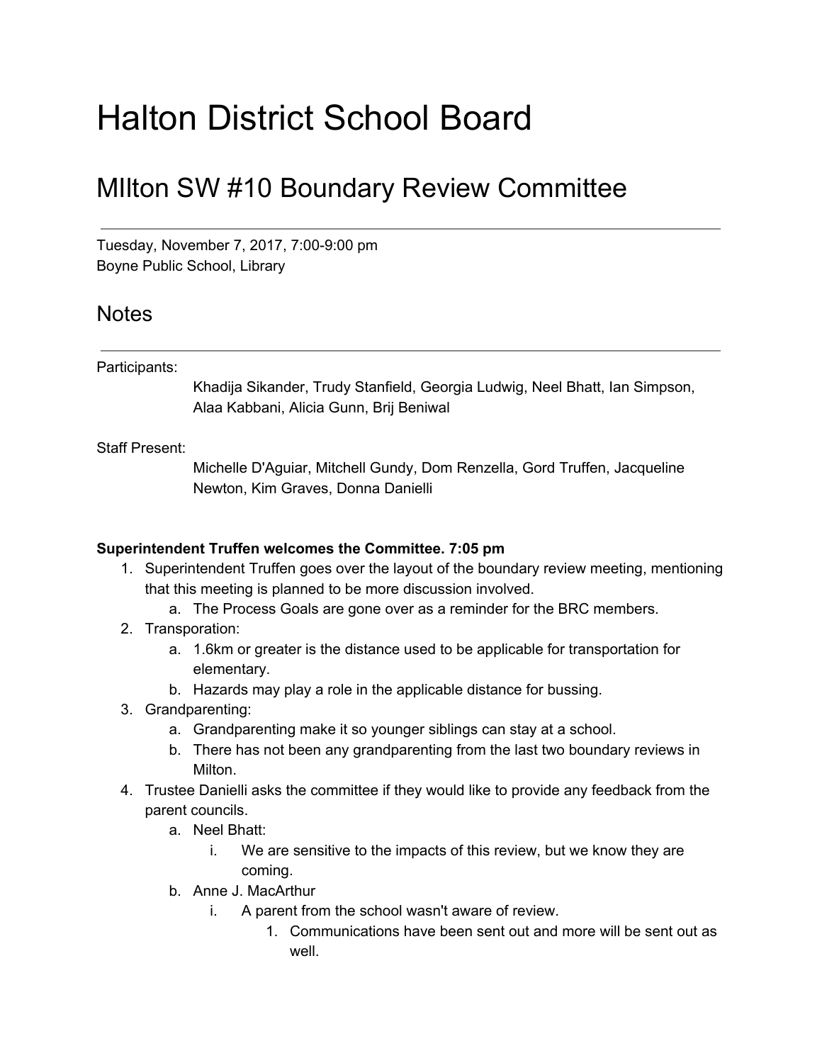# Halton District School Board

## MIlton SW #10 Boundary Review Committee

---

Tuesday, November 7, 2017, 7:00-9:00 pm
Boyne Public School, Library

## Notes

---

Participants:

Khadija Sikander, Trudy Stanfield, Georgia Ludwig, Neel Bhatt, Ian Simpson, Alaa Kabbani, Alicia Gunn, Brij Beniwal

Staff Present:

Michelle D'Aguiar, Mitchell Gundy, Dom Renzella, Gord Truffen, Jacqueline Newton, Kim Graves, Donna Danielli

**Superintendent Truffen welcomes the Committee. 7:05 pm**

1. Superintendent Truffen goes over the layout of the boundary review meeting, mentioning that this meeting is planned to be more discussion involved.
   a. The Process Goals are gone over as a reminder for the BRC members.
2. Transporation:
   a. 1.6km or greater is the distance used to be applicable for transportation for elementary.
   b. Hazards may play a role in the applicable distance for bussing.
3. Grandparenting:
   a. Grandparenting make it so younger siblings can stay at a school.
   b. There has not been any grandparenting from the last two boundary reviews in Milton.
4. Trustee Danielli asks the committee if they would like to provide any feedback from the parent councils.
   a. Neel Bhatt:
      i. We are sensitive to the impacts of this review, but we know they are coming.
   b. Anne J. MacArthur
      i. A parent from the school wasn't aware of review.
         1. Communications have been sent out and more will be sent out as well.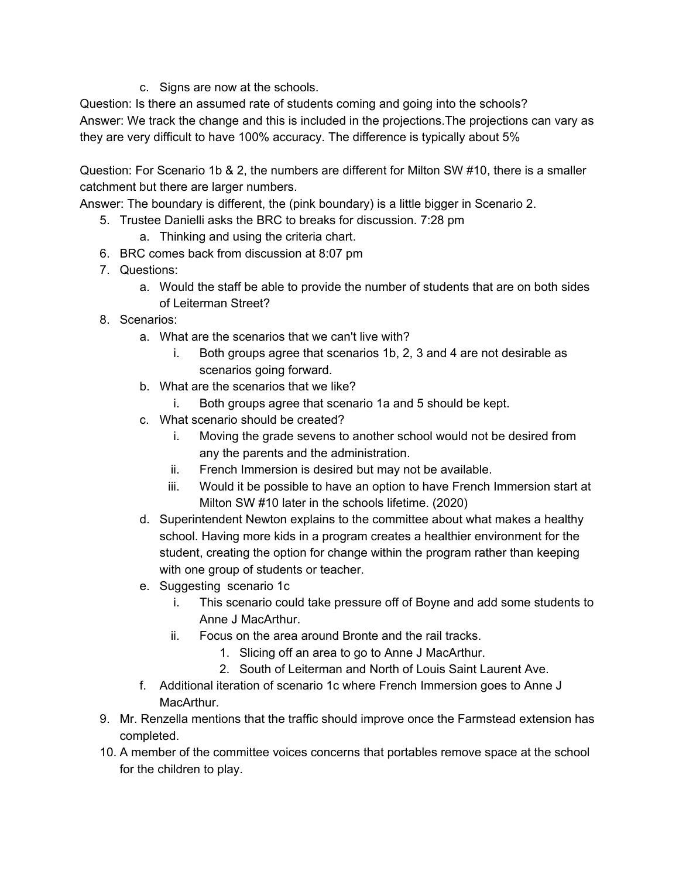c. Signs are now at the schools.

Question: Is there an assumed rate of students coming and going into the schools?
Answer: We track the change and this is included in the projections.The projections can vary as they are very difficult to have 100% accuracy. The difference is typically about 5%

Question: For Scenario 1b & 2, the numbers are different for Milton SW #10, there is a smaller catchment but there are larger numbers.
Answer: The boundary is different, the (pink boundary) is a little bigger in Scenario 2.

5. Trustee Danielli asks the BRC to breaks for discussion. 7:28 pm
   a. Thinking and using the criteria chart.
6. BRC comes back from discussion at 8:07 pm
7. Questions:
   a. Would the staff be able to provide the number of students that are on both sides of Leiterman Street?
8. Scenarios:
   a. What are the scenarios that we can't live with?
      i. Both groups agree that scenarios 1b, 2, 3 and 4 are not desirable as scenarios going forward.
   b. What are the scenarios that we like?
      i. Both groups agree that scenario 1a and 5 should be kept.
   c. What scenario should be created?
      i. Moving the grade sevens to another school would not be desired from any the parents and the administration.
      ii. French Immersion is desired but may not be available.
      iii. Would it be possible to have an option to have French Immersion start at Milton SW #10 later in the schools lifetime. (2020)
   d. Superintendent Newton explains to the committee about what makes a healthy school. Having more kids in a program creates a healthier environment for the student, creating the option for change within the program rather than keeping with one group of students or teacher.
   e. Suggesting scenario 1c
      i. This scenario could take pressure off of Boyne and add some students to Anne J MacArthur.
      ii. Focus on the area around Bronte and the rail tracks.
         1. Slicing off an area to go to Anne J MacArthur.
         2. South of Leiterman and North of Louis Saint Laurent Ave.
   f. Additional iteration of scenario 1c where French Immersion goes to Anne J MacArthur.
9. Mr. Renzella mentions that the traffic should improve once the Farmstead extension has completed.
10. A member of the committee voices concerns that portables remove space at the school for the children to play.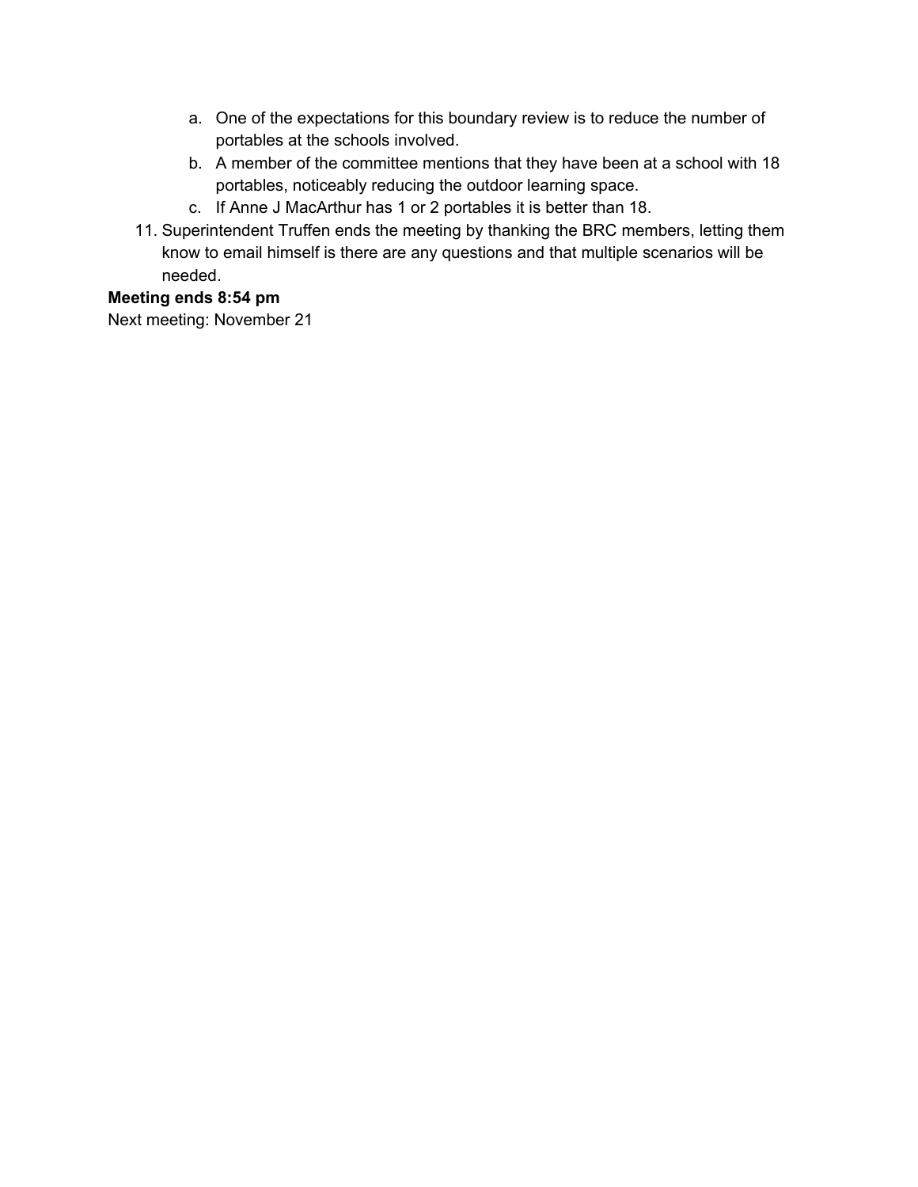a. One of the expectations for this boundary review is to reduce the number of portables at the schools involved.
   b. A member of the committee mentions that they have been at a school with 18 portables, noticeably reducing the outdoor learning space.
   c. If Anne J MacArthur has 1 or 2 portables it is better than 18.

11. Superintendent Truffen ends the meeting by thanking the BRC members, letting them know to email himself is there are any questions and that multiple scenarios will be needed.

**Meeting ends 8:54 pm**

Next meeting: November 21